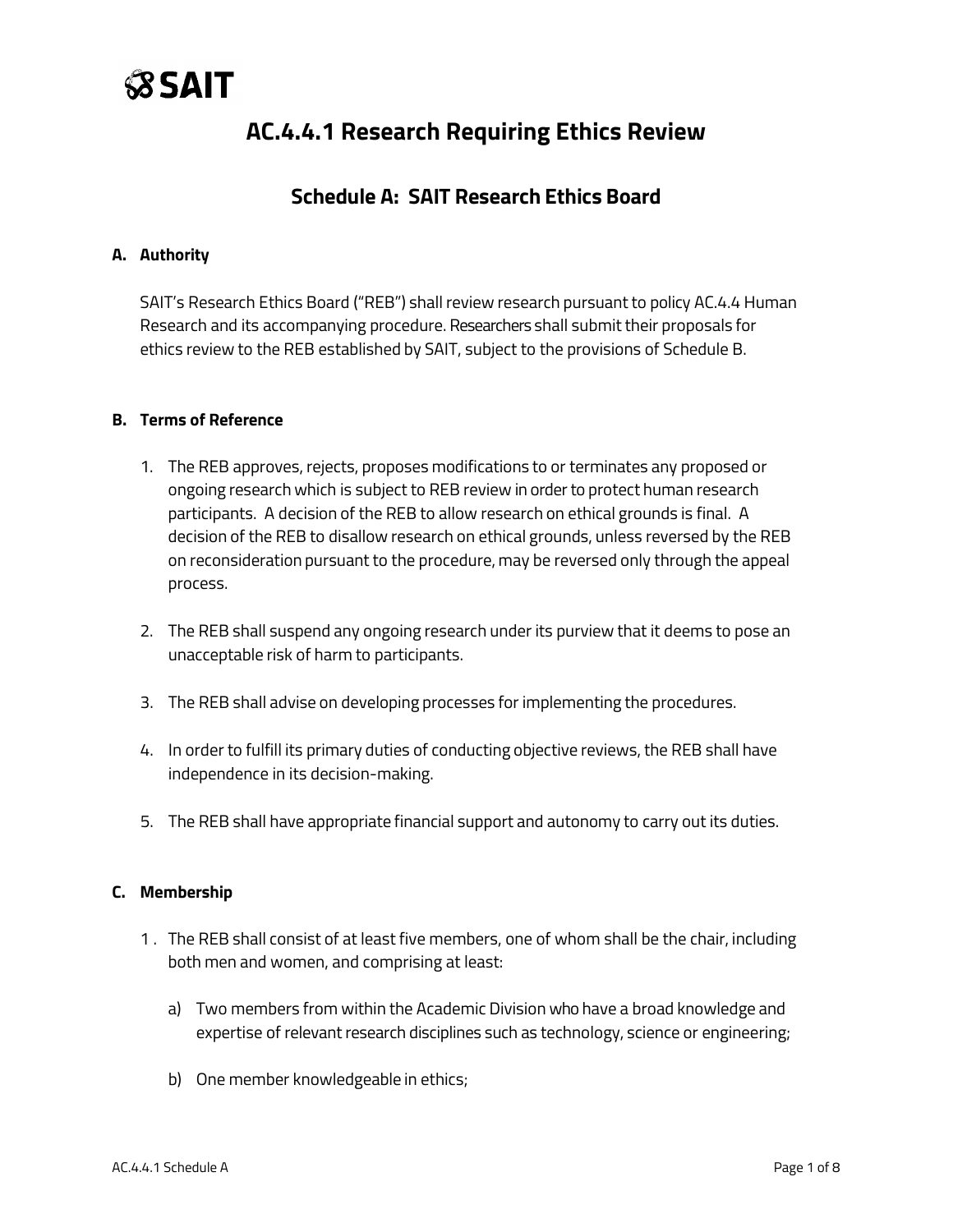SAIT

# AC.4.4.1 Research Requiring Ethics Review

## Schedule A: SAIT Research Ethics Board

### A. Authority

SAIT's Research Ethics Board ("REB") shall review research pursuant to policy AC.4.4 Human Research and its accompanying procedure. Researchers shall submit their proposals for ethics review to the REB established by SAIT, subject to the provisions of Schedule B.

### B. Terms of Reference

1. The REB approves, rejects, proposes modifications to or terminates any proposed or ongoing research which is subject to REB review in order to protect human research participants. A decision of the REB to allow research on ethical grounds is final. A decision of the REB to disallow research on ethical grounds, unless reversed by the REB on reconsideration pursuant to the procedure, may be reversed only through the appeal process.

2. The REB shall suspend any ongoing research under its purview that it deems to pose an unacceptable risk of harm to participants.

3. The REB shall advise on developing processes for implementing the procedures.

4. In order to fulfill its primary duties of conducting objective reviews, the REB shall have independence in its decision-making.

5. The REB shall have appropriate financial support and autonomy to carry out its duties.

### C. Membership

1. The REB shall consist of at least five members, one of whom shall be the chair, including both men and women, and comprising at least:

   a) Two members from within the Academic Division who have a broad knowledge and expertise of relevant research disciplines such as technology, science or engineering;

   b) One member knowledgeable in ethics;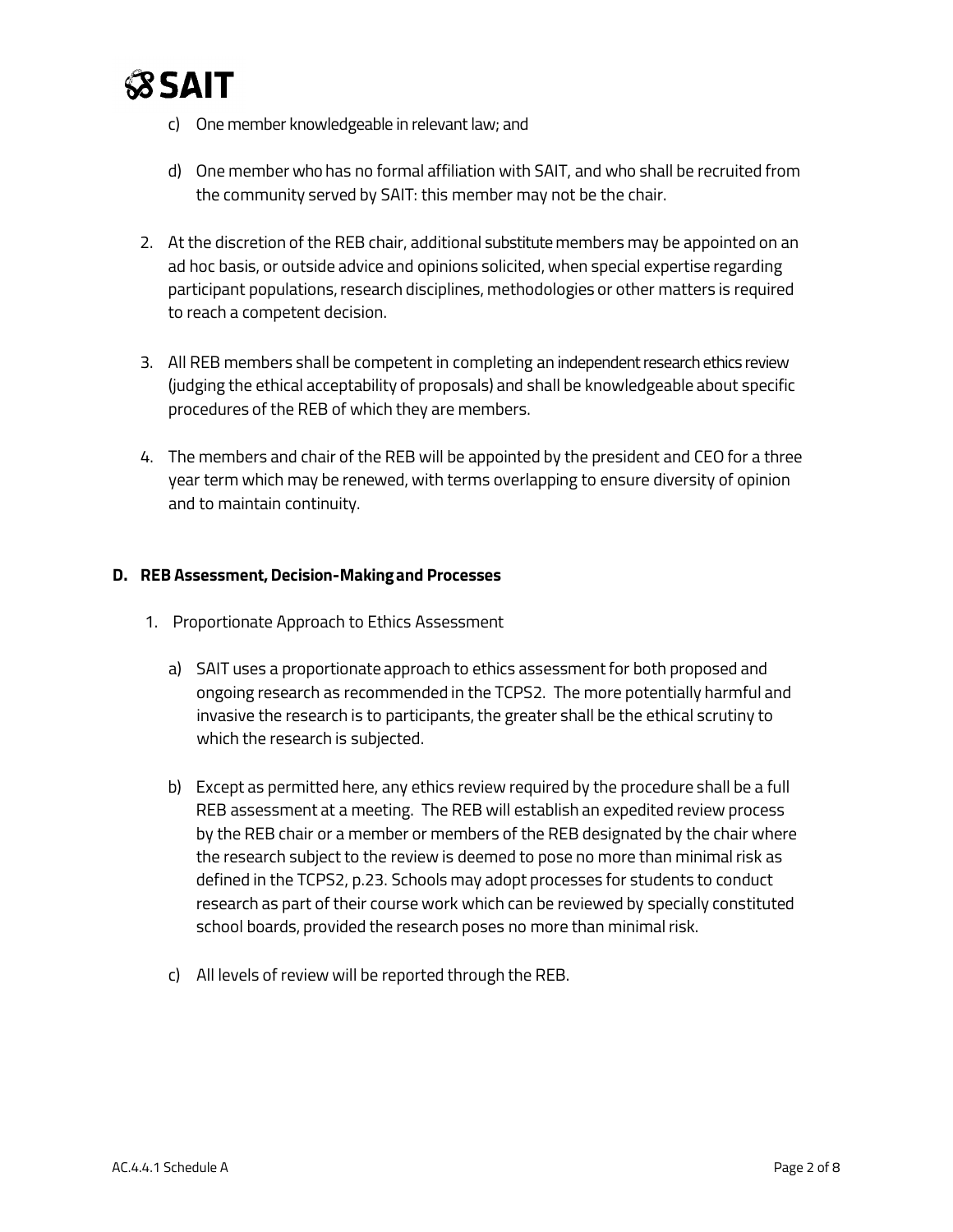c) One member knowledgeable in relevant law; and

d) One member who has no formal affiliation with SAIT, and who shall be recruited from the community served by SAIT: this member may not be the chair.

2. At the discretion of the REB chair, additional substitute members may be appointed on an ad hoc basis, or outside advice and opinions solicited, when special expertise regarding participant populations, research disciplines, methodologies or other matters is required to reach a competent decision.

3. All REB members shall be competent in completing an independent research ethics review (judging the ethical acceptability of proposals) and shall be knowledgeable about specific procedures of the REB of which they are members.

4. The members and chair of the REB will be appointed by the president and CEO for a three year term which may be renewed, with terms overlapping to ensure diversity of opinion and to maintain continuity.

## D. REB Assessment, Decision-Making and Processes

1. Proportionate Approach to Ethics Assessment

   a) SAIT uses a proportionate approach to ethics assessment for both proposed and ongoing research as recommended in the TCPS2. The more potentially harmful and invasive the research is to participants, the greater shall be the ethical scrutiny to which the research is subjected.

   b) Except as permitted here, any ethics review required by the procedure shall be a full REB assessment at a meeting. The REB will establish an expedited review process by the REB chair or a member or members of the REB designated by the chair where the research subject to the review is deemed to pose no more than minimal risk as defined in the TCPS2, p.23. Schools may adopt processes for students to conduct research as part of their course work which can be reviewed by specially constituted school boards, provided the research poses no more than minimal risk.

   c) All levels of review will be reported through the REB.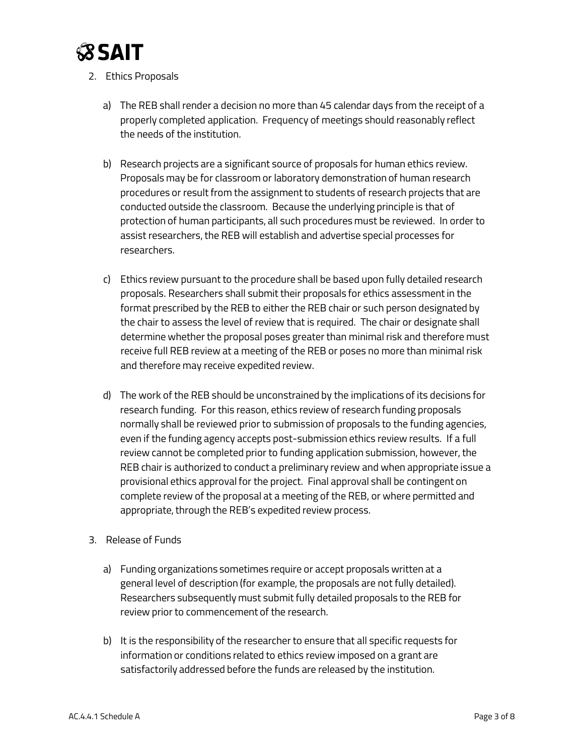2. Ethics Proposals

   a) The REB shall render a decision no more than 45 calendar days from the receipt of a properly completed application. Frequency of meetings should reasonably reflect the needs of the institution.

   b) Research projects are a significant source of proposals for human ethics review. Proposals may be for classroom or laboratory demonstration of human research procedures or result from the assignment to students of research projects that are conducted outside the classroom. Because the underlying principle is that of protection of human participants, all such procedures must be reviewed. In order to assist researchers, the REB will establish and advertise special processes for researchers.

   c) Ethics review pursuant to the procedure shall be based upon fully detailed research proposals. Researchers shall submit their proposals for ethics assessment in the format prescribed by the REB to either the REB chair or such person designated by the chair to assess the level of review that is required. The chair or designate shall determine whether the proposal poses greater than minimal risk and therefore must receive full REB review at a meeting of the REB or poses no more than minimal risk and therefore may receive expedited review.

   d) The work of the REB should be unconstrained by the implications of its decisions for research funding. For this reason, ethics review of research funding proposals normally shall be reviewed prior to submission of proposals to the funding agencies, even if the funding agency accepts post-submission ethics review results. If a full review cannot be completed prior to funding application submission, however, the REB chair is authorized to conduct a preliminary review and when appropriate issue a provisional ethics approval for the project. Final approval shall be contingent on complete review of the proposal at a meeting of the REB, or where permitted and appropriate, through the REB's expedited review process.

3. Release of Funds

   a) Funding organizations sometimes require or accept proposals written at a general level of description (for example, the proposals are not fully detailed). Researchers subsequently must submit fully detailed proposals to the REB for review prior to commencement of the research.

   b) It is the responsibility of the researcher to ensure that all specific requests for information or conditions related to ethics review imposed on a grant are satisfactorily addressed before the funds are released by the institution.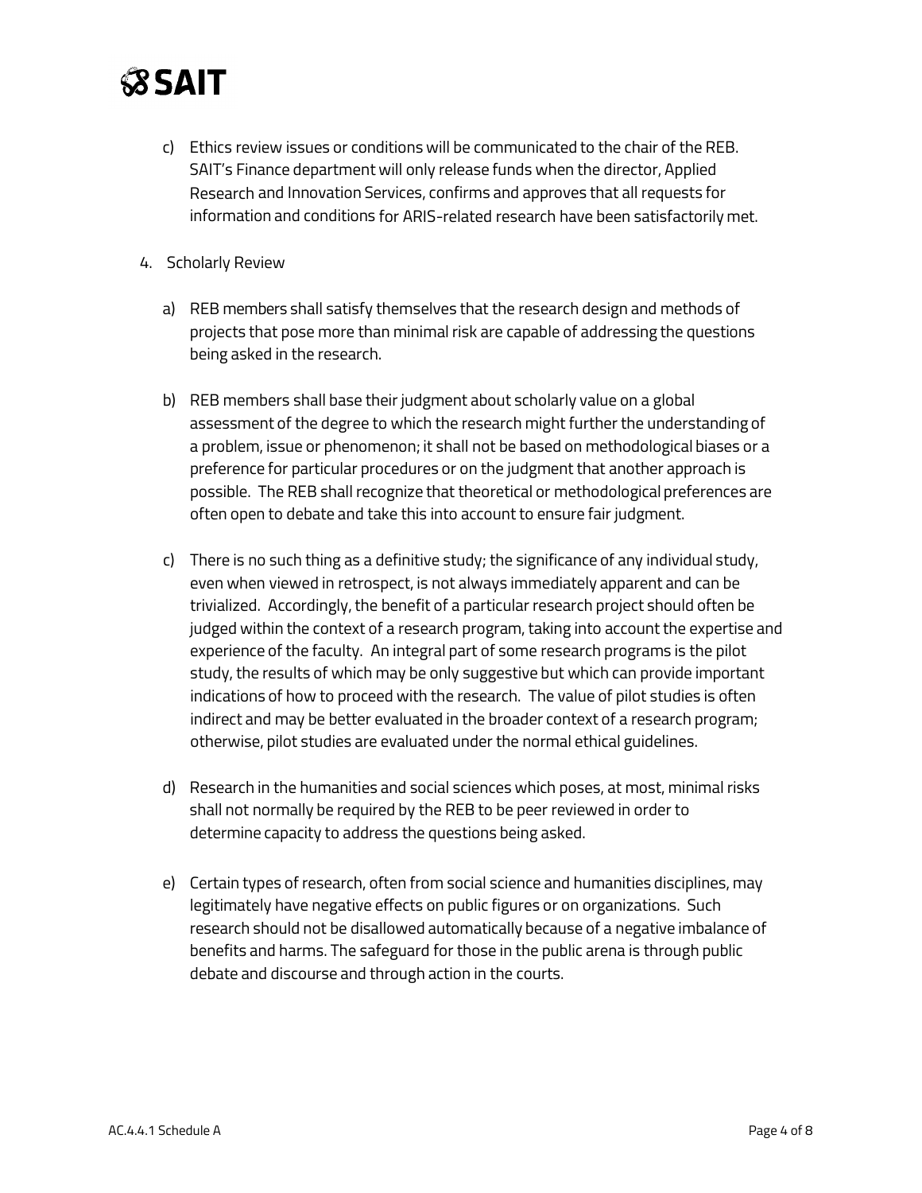c) Ethics review issues or conditions will be communicated to the chair of the REB. SAIT's Finance department will only release funds when the director, Applied Research and Innovation Services, confirms and approves that all requests for information and conditions for ARIS-related research have been satisfactorily met.

4. Scholarly Review

a) REB members shall satisfy themselves that the research design and methods of projects that pose more than minimal risk are capable of addressing the questions being asked in the research.

b) REB members shall base their judgment about scholarly value on a global assessment of the degree to which the research might further the understanding of a problem, issue or phenomenon; it shall not be based on methodological biases or a preference for particular procedures or on the judgment that another approach is possible. The REB shall recognize that theoretical or methodological preferences are often open to debate and take this into account to ensure fair judgment.

c) There is no such thing as a definitive study; the significance of any individual study, even when viewed in retrospect, is not always immediately apparent and can be trivialized. Accordingly, the benefit of a particular research project should often be judged within the context of a research program, taking into account the expertise and experience of the faculty. An integral part of some research programs is the pilot study, the results of which may be only suggestive but which can provide important indications of how to proceed with the research. The value of pilot studies is often indirect and may be better evaluated in the broader context of a research program; otherwise, pilot studies are evaluated under the normal ethical guidelines.

d) Research in the humanities and social sciences which poses, at most, minimal risks shall not normally be required by the REB to be peer reviewed in order to determine capacity to address the questions being asked.

e) Certain types of research, often from social science and humanities disciplines, may legitimately have negative effects on public figures or on organizations. Such research should not be disallowed automatically because of a negative imbalance of benefits and harms. The safeguard for those in the public arena is through public debate and discourse and through action in the courts.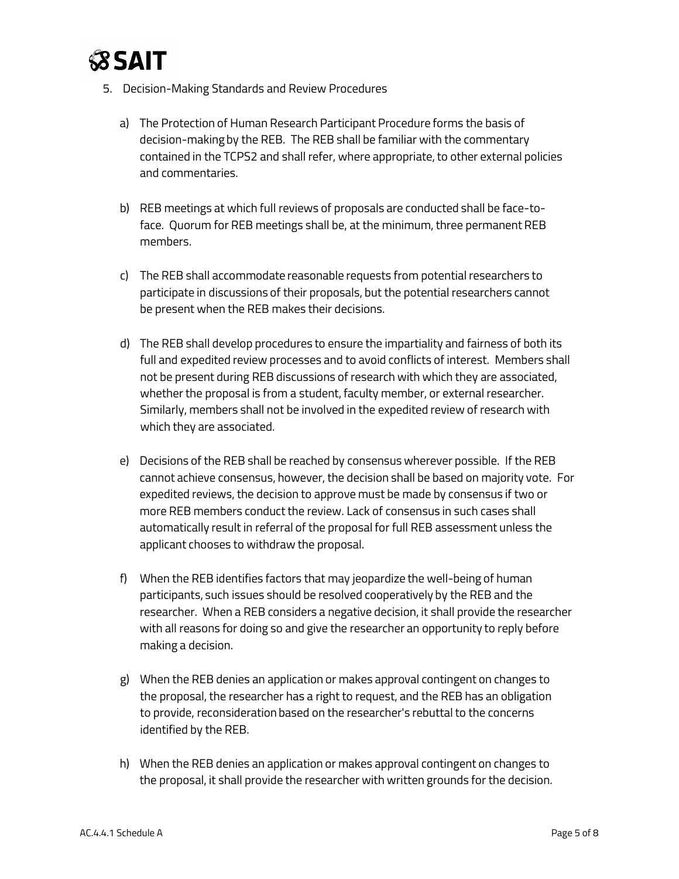5. Decision-Making Standards and Review Procedures

   a) The Protection of Human Research Participant Procedure forms the basis of decision-making by the REB. The REB shall be familiar with the commentary contained in the TCPS2 and shall refer, where appropriate, to other external policies and commentaries.

   b) REB meetings at which full reviews of proposals are conducted shall be face-to-face. Quorum for REB meetings shall be, at the minimum, three permanent REB members.

   c) The REB shall accommodate reasonable requests from potential researchers to participate in discussions of their proposals, but the potential researchers cannot be present when the REB makes their decisions.

   d) The REB shall develop procedures to ensure the impartiality and fairness of both its full and expedited review processes and to avoid conflicts of interest. Members shall not be present during REB discussions of research with which they are associated, whether the proposal is from a student, faculty member, or external researcher. Similarly, members shall not be involved in the expedited review of research with which they are associated.

   e) Decisions of the REB shall be reached by consensus wherever possible. If the REB cannot achieve consensus, however, the decision shall be based on majority vote. For expedited reviews, the decision to approve must be made by consensus if two or more REB members conduct the review. Lack of consensus in such cases shall automatically result in referral of the proposal for full REB assessment unless the applicant chooses to withdraw the proposal.

   f) When the REB identifies factors that may jeopardize the well-being of human participants, such issues should be resolved cooperatively by the REB and the researcher. When a REB considers a negative decision, it shall provide the researcher with all reasons for doing so and give the researcher an opportunity to reply before making a decision.

   g) When the REB denies an application or makes approval contingent on changes to the proposal, the researcher has a right to request, and the REB has an obligation to provide, reconsideration based on the researcher's rebuttal to the concerns identified by the REB.

   h) When the REB denies an application or makes approval contingent on changes to the proposal, it shall provide the researcher with written grounds for the decision.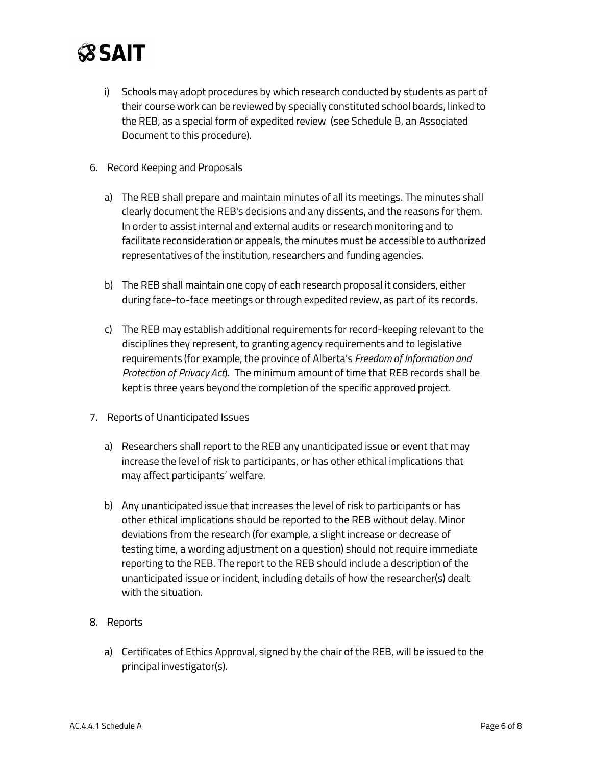i) Schools may adopt procedures by which research conducted by students as part of their course work can be reviewed by specially constituted school boards, linked to the REB, as a special form of expedited review (see Schedule B, an Associated Document to this procedure).

6. Record Keeping and Proposals

   a) The REB shall prepare and maintain minutes of all its meetings. The minutes shall clearly document the REB's decisions and any dissents, and the reasons for them. In order to assist internal and external audits or research monitoring and to facilitate reconsideration or appeals, the minutes must be accessible to authorized representatives of the institution, researchers and funding agencies.

   b) The REB shall maintain one copy of each research proposal it considers, either during face-to-face meetings or through expedited review, as part of its records.

   c) The REB may establish additional requirements for record-keeping relevant to the disciplines they represent, to granting agency requirements and to legislative requirements (for example, the province of Alberta's *Freedom of Information and Protection of Privacy Act*). The minimum amount of time that REB records shall be kept is three years beyond the completion of the specific approved project.

7. Reports of Unanticipated Issues

   a) Researchers shall report to the REB any unanticipated issue or event that may increase the level of risk to participants, or has other ethical implications that may affect participants' welfare.

   b) Any unanticipated issue that increases the level of risk to participants or has other ethical implications should be reported to the REB without delay. Minor deviations from the research (for example, a slight increase or decrease of testing time, a wording adjustment on a question) should not require immediate reporting to the REB. The report to the REB should include a description of the unanticipated issue or incident, including details of how the researcher(s) dealt with the situation.

8. Reports

   a) Certificates of Ethics Approval, signed by the chair of the REB, will be issued to the principal investigator(s).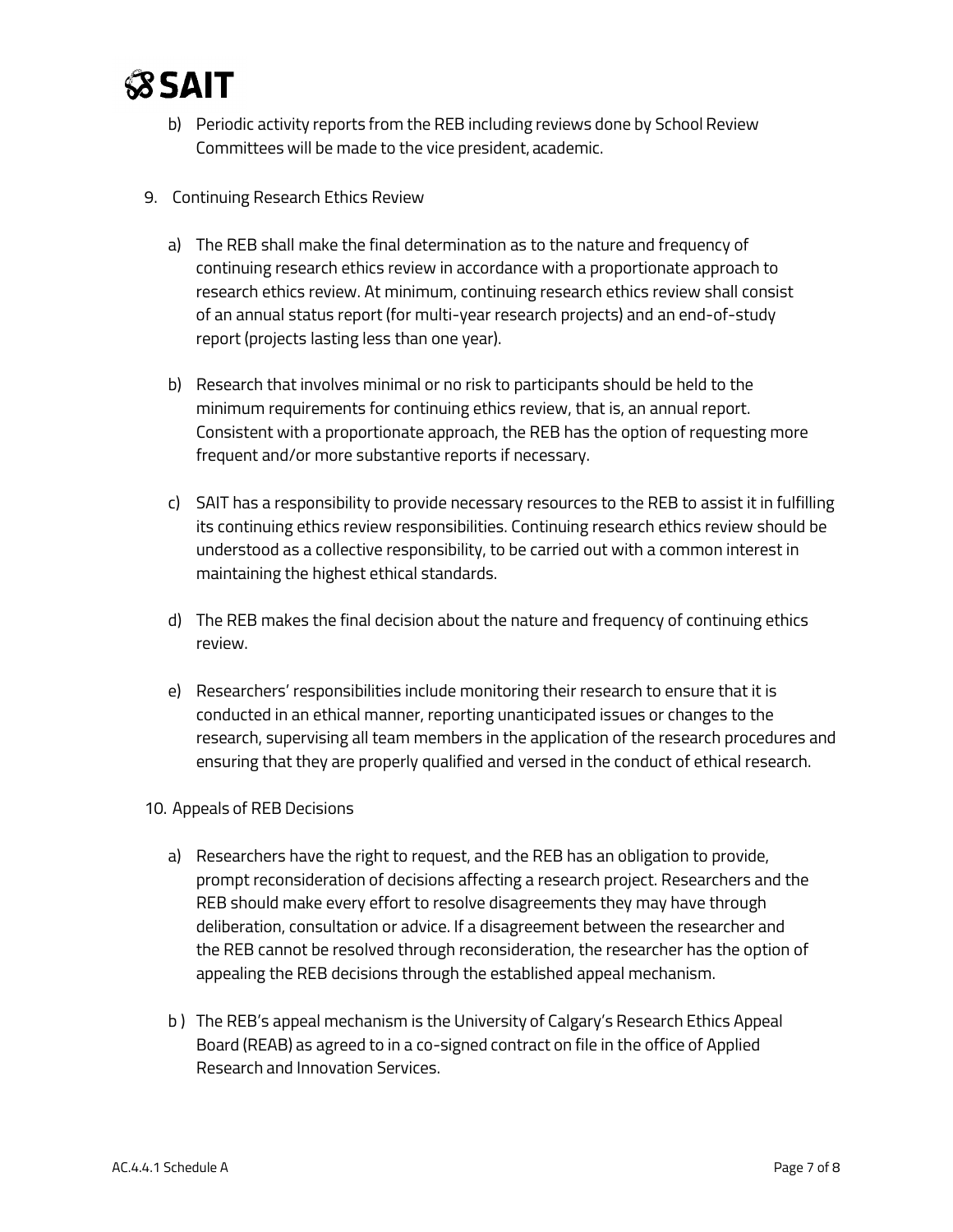b) Periodic activity reports from the REB including reviews done by School Review Committees will be made to the vice president, academic.

9. Continuing Research Ethics Review

   a) The REB shall make the final determination as to the nature and frequency of continuing research ethics review in accordance with a proportionate approach to research ethics review. At minimum, continuing research ethics review shall consist of an annual status report (for multi-year research projects) and an end-of-study report (projects lasting less than one year).

   b) Research that involves minimal or no risk to participants should be held to the minimum requirements for continuing ethics review, that is, an annual report. Consistent with a proportionate approach, the REB has the option of requesting more frequent and/or more substantive reports if necessary.

   c) SAIT has a responsibility to provide necessary resources to the REB to assist it in fulfilling its continuing ethics review responsibilities. Continuing research ethics review should be understood as a collective responsibility, to be carried out with a common interest in maintaining the highest ethical standards.

   d) The REB makes the final decision about the nature and frequency of continuing ethics review.

   e) Researchers' responsibilities include monitoring their research to ensure that it is conducted in an ethical manner, reporting unanticipated issues or changes to the research, supervising all team members in the application of the research procedures and ensuring that they are properly qualified and versed in the conduct of ethical research.

10. Appeals of REB Decisions

   a) Researchers have the right to request, and the REB has an obligation to provide, prompt reconsideration of decisions affecting a research project. Researchers and the REB should make every effort to resolve disagreements they may have through deliberation, consultation or advice. If a disagreement between the researcher and the REB cannot be resolved through reconsideration, the researcher has the option of appealing the REB decisions through the established appeal mechanism.

   b) The REB's appeal mechanism is the University of Calgary's Research Ethics Appeal Board (REAB) as agreed to in a co-signed contract on file in the office of Applied Research and Innovation Services.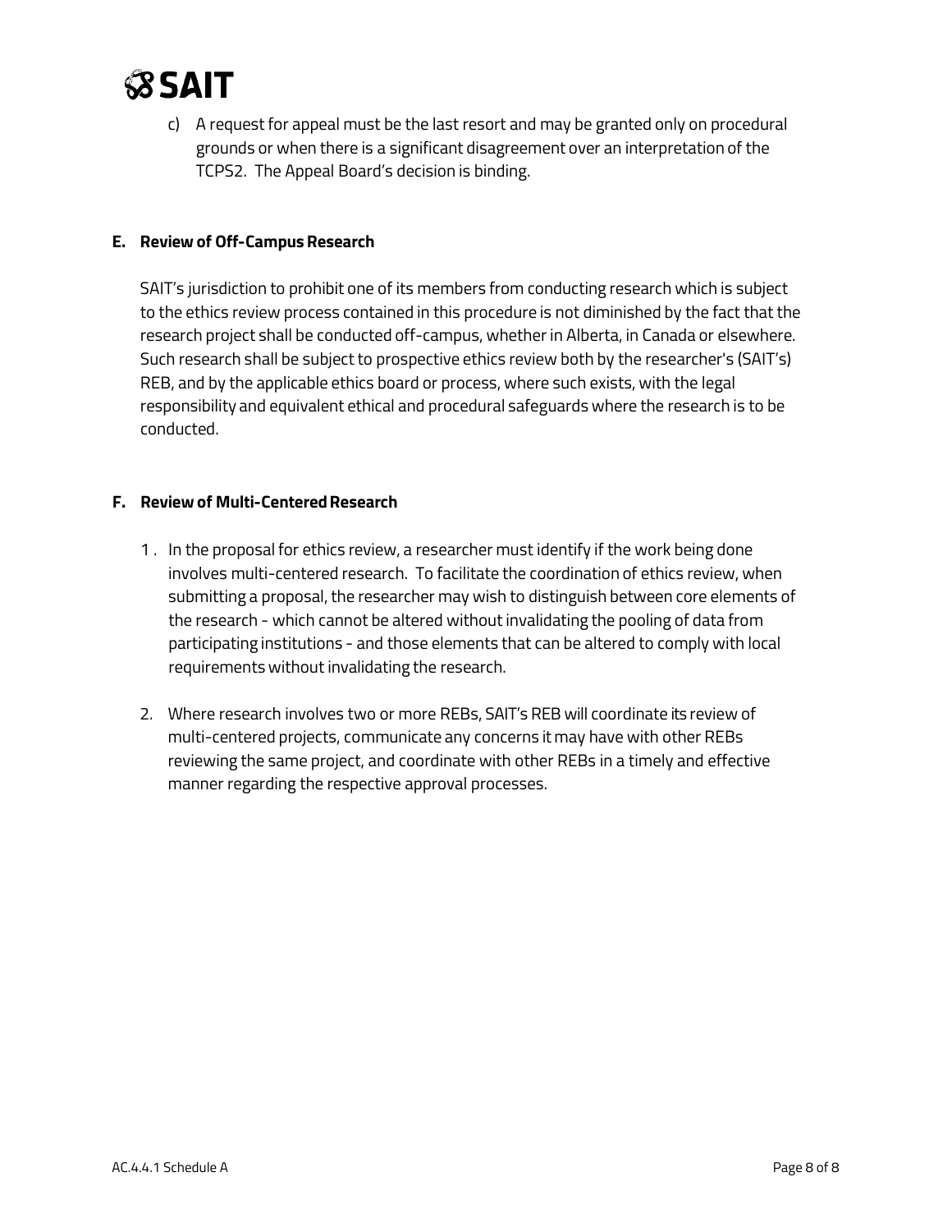c) A request for appeal must be the last resort and may be granted only on procedural grounds or when there is a significant disagreement over an interpretation of the TCPS2. The Appeal Board's decision is binding.

**E. Review of Off-Campus Research**

SAIT's jurisdiction to prohibit one of its members from conducting research which is subject to the ethics review process contained in this procedure is not diminished by the fact that the research project shall be conducted off-campus, whether in Alberta, in Canada or elsewhere. Such research shall be subject to prospective ethics review both by the researcher's (SAIT's) REB, and by the applicable ethics board or process, where such exists, with the legal responsibility and equivalent ethical and procedural safeguards where the research is to be conducted.

**F. Review of Multi-Centered Research**

1. In the proposal for ethics review, a researcher must identify if the work being done involves multi-centered research. To facilitate the coordination of ethics review, when submitting a proposal, the researcher may wish to distinguish between core elements of the research - which cannot be altered without invalidating the pooling of data from participating institutions - and those elements that can be altered to comply with local requirements without invalidating the research.

2. Where research involves two or more REBs, SAIT's REB will coordinate its review of multi-centered projects, communicate any concerns it may have with other REBs reviewing the same project, and coordinate with other REBs in a timely and effective manner regarding the respective approval processes.